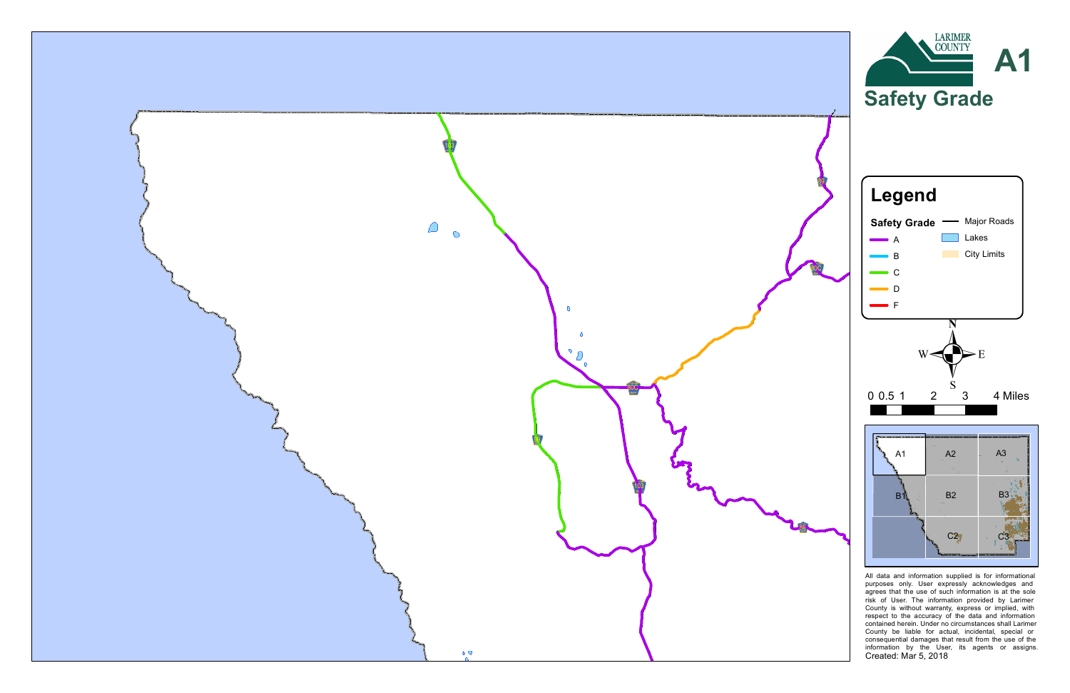LARIMER COUNTY

# A1

## Safety Grade

## Legend

**Safety Grade**

- A
- B
- C
- D
- F

- Major Roads
- Lakes
- City Limits

N W E S

0 0.5 1 2 3 4 Miles

A1 A2 A3 B1 B2 B3 C2 C3

All data and information supplied is for informational purposes only. User expressly acknowledges and agrees that the use of such information is at the sole risk of User. The information provided by Larimer County is without warranty, express or implied, with respect to the accuracy of the data and information contained herein. Under no circumstances shall Larimer County be liable for actual, incidental, special or consequential damages that result from the use of the information by the User, its agents or assigns.
Created: Mar 5, 2018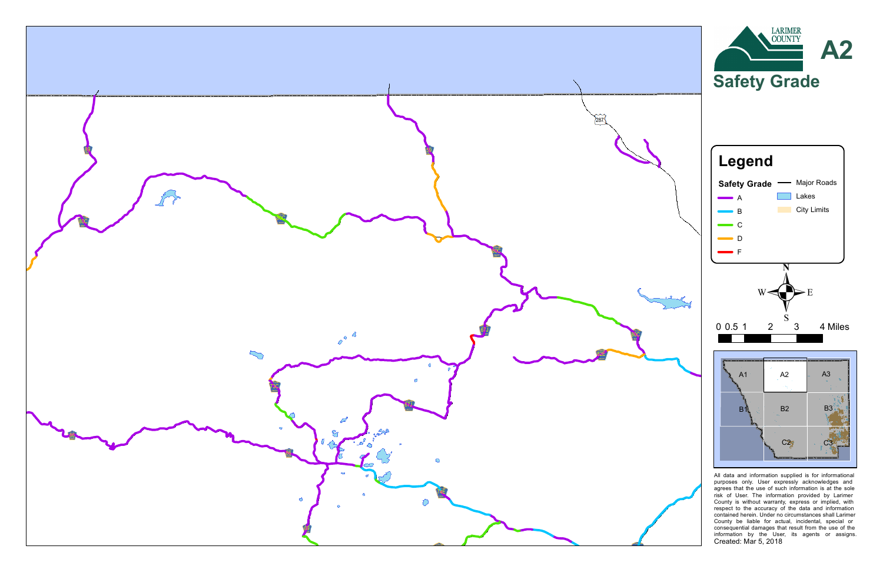LARIMER COUNTY

# A2

## Safety Grade

### Legend

**Safety Grade**

- A
- B
- C
- D
- F

- Major Roads
- Lakes
- City Limits

N
W E
S

0 0.5 1 2 3 4 Miles

A1 A2 A3
B1 B2 B3
C2 C3

All data and information supplied is for informational purposes only. User expressly acknowledges and agrees that the use of such information is at the sole risk of User. The information provided by Larimer County is without warranty, express or implied, with respect to the accuracy of the data and information contained herein. Under no circumstances shall Larimer County be liable for actual, incidental, special or consequential damages that result from the use of the information by the User, its agents or assigns.

Created: Mar 5, 2018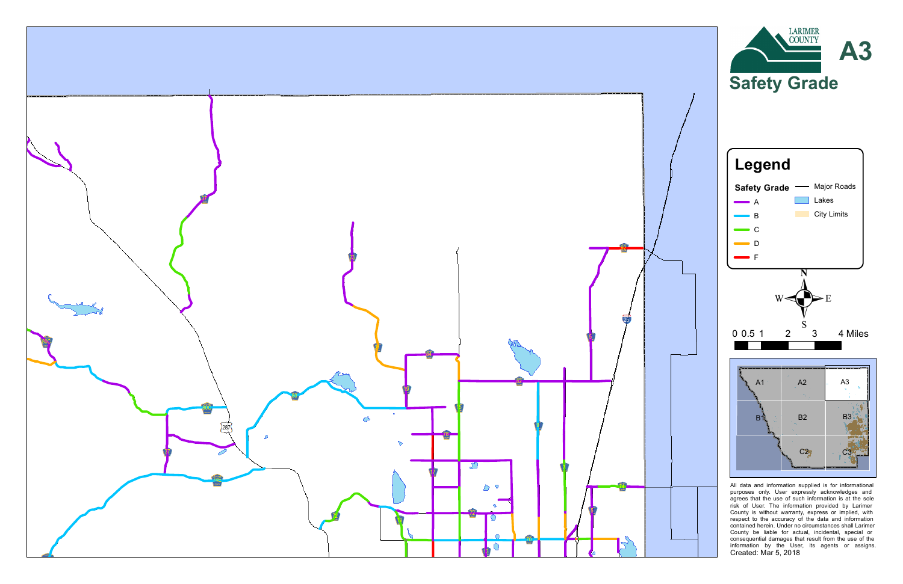# A3

LARIMER COUNTY

## Safety Grade

### Legend

**Safety Grade**

- A
- B
- C
- D
- F

- Major Roads
- Lakes
- City Limits

N S E W

0 0.5 1 2 3 4 Miles

A1 A2 A3
B1 B2 B3
C2 C3

All data and information supplied is for informational purposes only. User expressly acknowledges and agrees that the use of such information is at the sole risk of User. The information provided by Larimer County is without warranty, express or implied, with respect to the accuracy of the data and information contained herein. Under no circumstances shall Larimer County be liable for actual, incidental, special or consequential damages that result from the use of the information by the User, its agents or assigns.

Created: Mar 5, 2018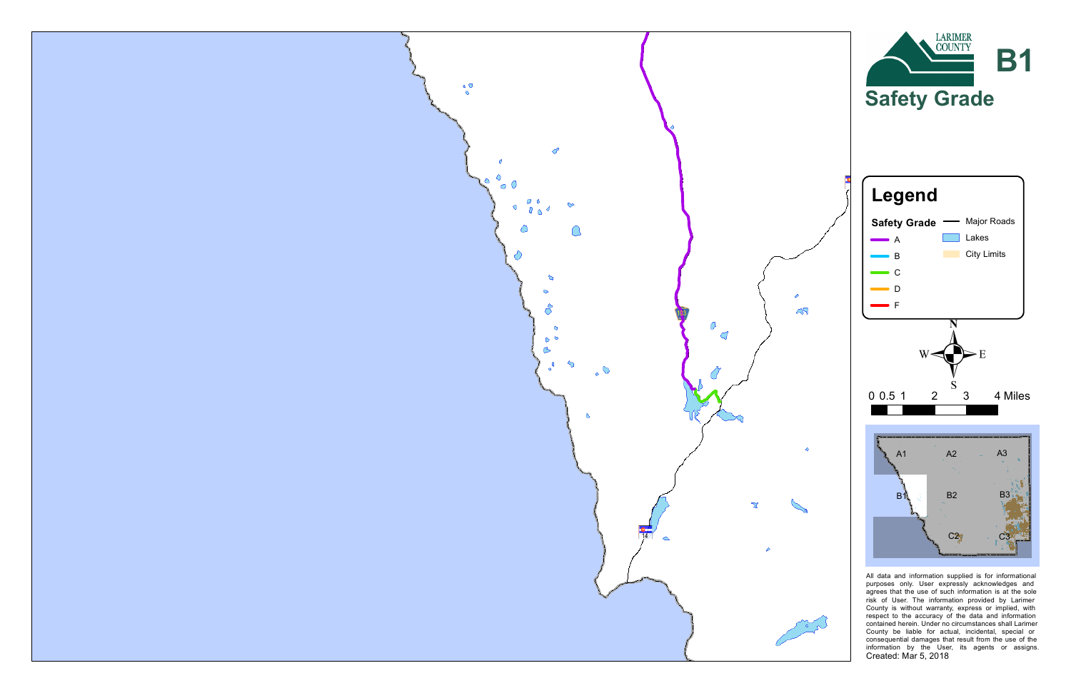LARIMER COUNTY

# B1

## Safety Grade

## Legend

**Safety Grade**

- A
- B
- C
- D
- F

- Major Roads
- Lakes
- City Limits

N
W E
S

0 0.5 1 2 3 4 Miles

A1 A2 A3
B1 B2 B3
C2 C3

103

14

All data and information supplied is for informational purposes only. User expressly acknowledges and agrees that the use of such information is at the sole risk of User. The information provided by Larimer County is without warranty, express or implied, with respect to the accuracy of the data and information contained herein. Under no circumstances shall Larimer County be liable for actual, incidental, special or consequential damages that result from the use of the information by the User, its agents or assigns.

Created: Mar 5, 2018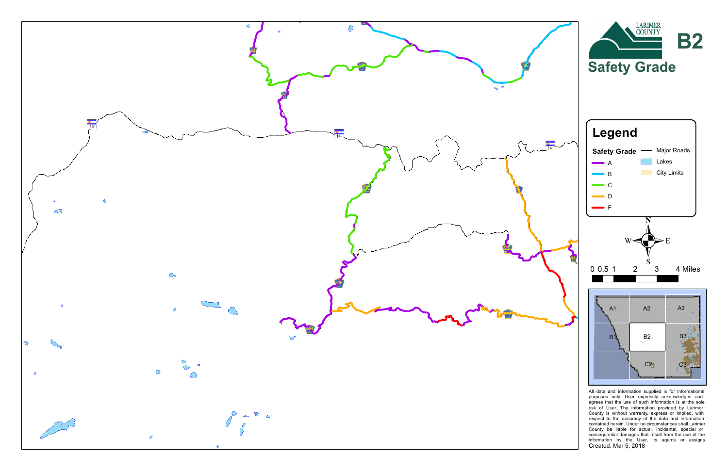LARIMER COUNTY

# B2

## Safety Grade

## Legend

**Safety Grade**

- A
- B
- C
- D
- F

- Major Roads
- Lakes
- City Limits

N

W E

S

0 0.5 1 2 3 4 Miles

A1 A2 A3

B1 B2 B3

C2 C3

All data and information supplied is for informational purposes only. User expressly acknowledges and agrees that the use of such information is at the sole risk of User. The information provided by Larimer County is without warranty, express or implied, with respect to the accuracy of the data and information contained herein. Under no circumstances shall Larimer County be liable for actual, incidental, special or consequential damages that result from the use of the information by the User, its agents or assigns.

Created: Mar 5, 2018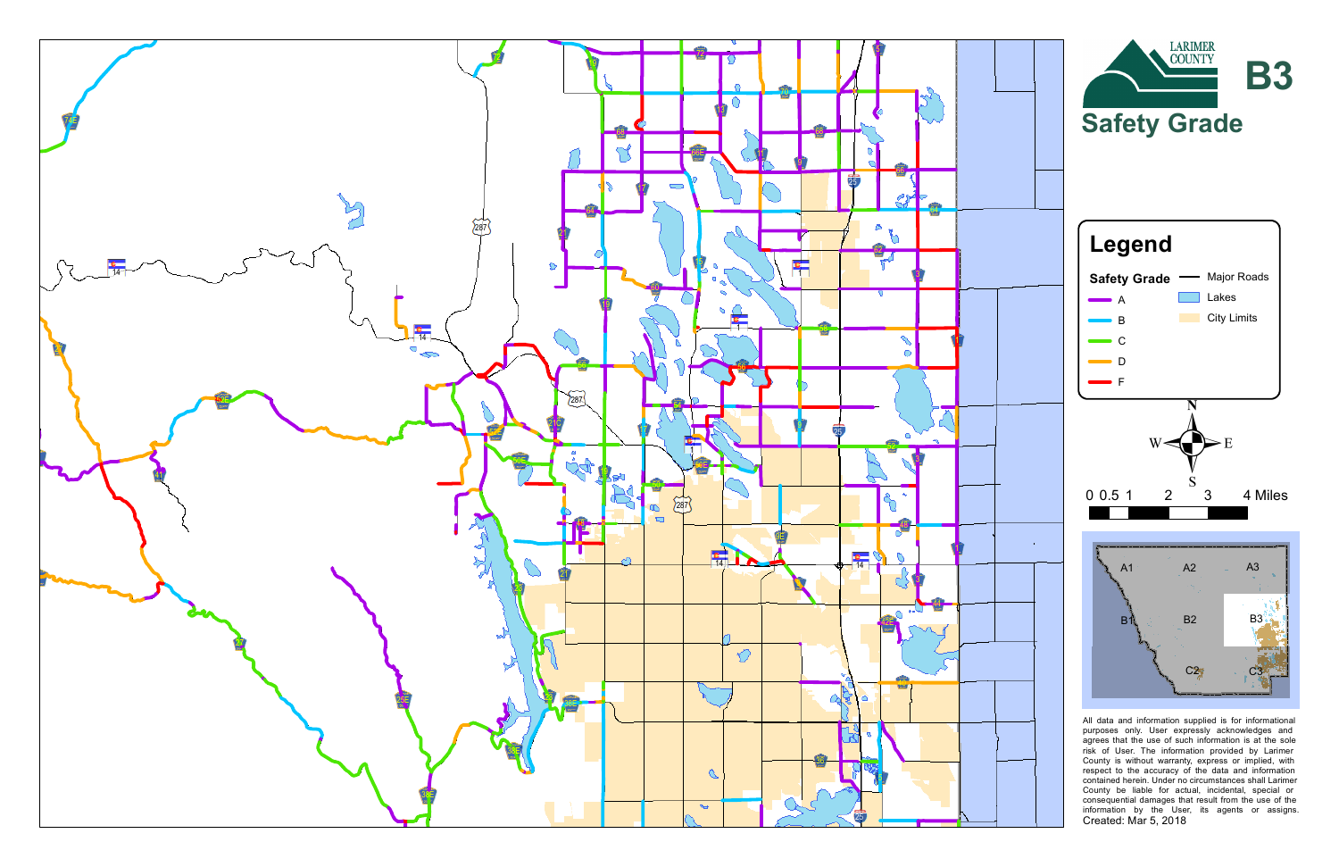LARIMER COUNTY

# B3

## Safety Grade

### Legend

**Safety Grade**

- A
- B
- C
- D
- F

- Major Roads
- Lakes
- City Limits

N
W E
S

0 0.5 1 2 3 4 Miles

A1 A2 A3
B1 B2 B3
C2 C3

All data and information supplied is for informational purposes only. User expressly acknowledges and agrees that the use of such information is at the sole risk of User. The information provided by Larimer County is without warranty, express or implied, with respect to the accuracy of the data and information contained herein. Under no circumstances shall Larimer County be liable for actual, incidental, special or consequential damages that result from the use of the information by the User, its agents or assigns.

Created: Mar 5, 2018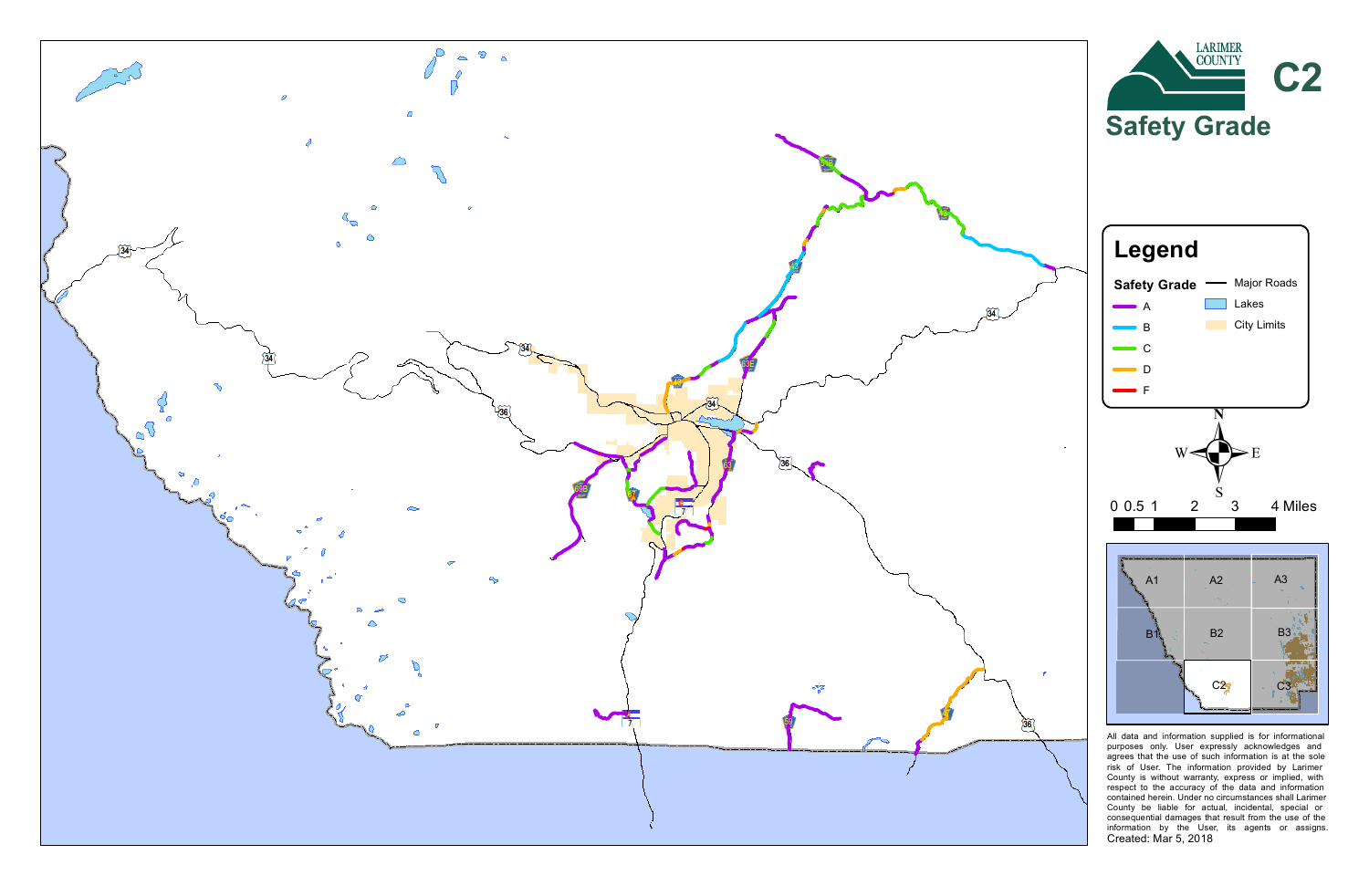LARIMER COUNTY

# C2

## Safety Grade

### Legend

**Safety Grade**

- A
- B
- C
- D
- F

- Major Roads
- Lakes
- City Limits

N S E W

0 0.5 1 2 3 4 Miles

A1 A2 A3
B1 B2 B3
C2 C3

All data and information supplied is for informational purposes only. User expressly acknowledges and agrees that the use of such information is at the sole risk of User. The information provided by Larimer County is without warranty, express or implied, with respect to the accuracy of the data and information contained herein. Under no circumstances shall Larimer County be liable for actual, incidental, special or consequential damages that result from the use of the information by the User, its agents or assigns.

Created: Mar 5, 2018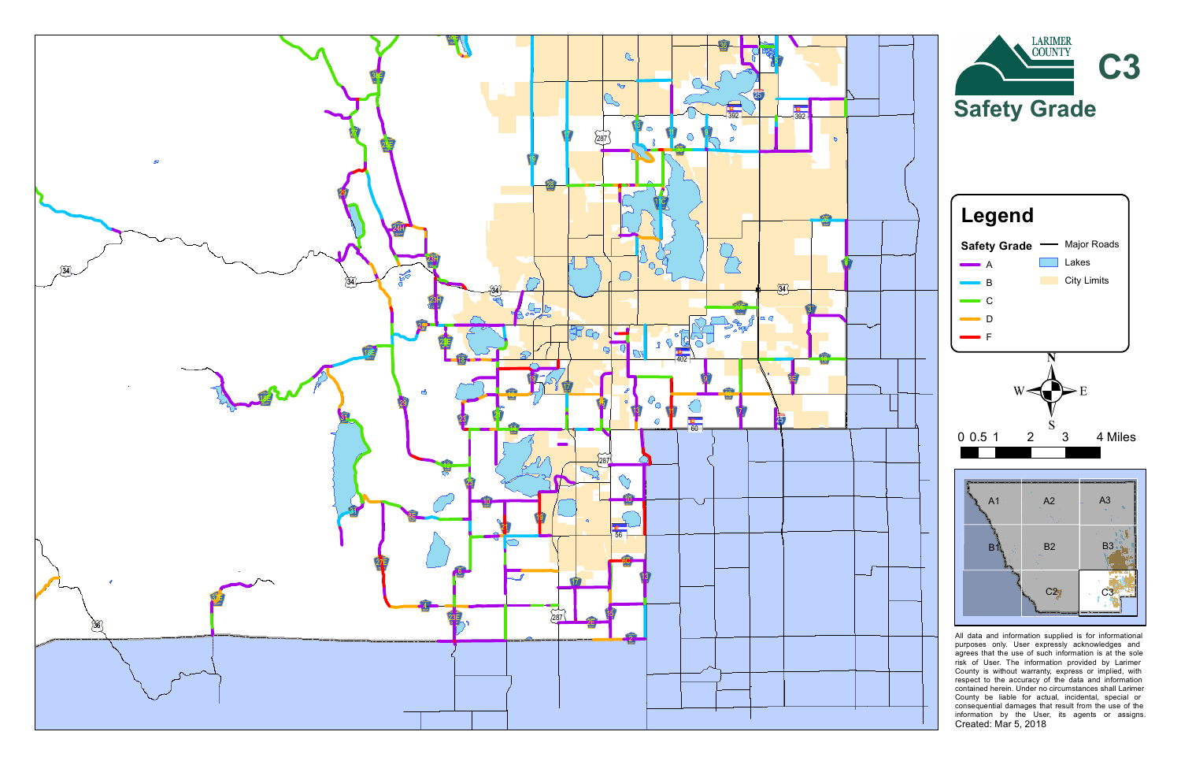LARIMER COUNTY

# C3

## Safety Grade

### Legend

**Safety Grade**

- A
- B
- C
- D
- F

Major Roads

Lakes

City Limits

N

S

E

W

0 0.5 1 2 3 4 Miles

A1 A2 A3

B1 B2 B3

C2 C3

All data and information supplied is for informational purposes only. User expressly acknowledges and agrees that the use of such information is at the sole risk of User. The information provided by Larimer County is without warranty, express or implied, with respect to the accuracy of the data and information contained herein. Under no circumstances shall Larimer County be liable for actual, incidental, special or consequential damages that result from the use of the information by the User, its agents or assigns.

Created: Mar 5, 2018